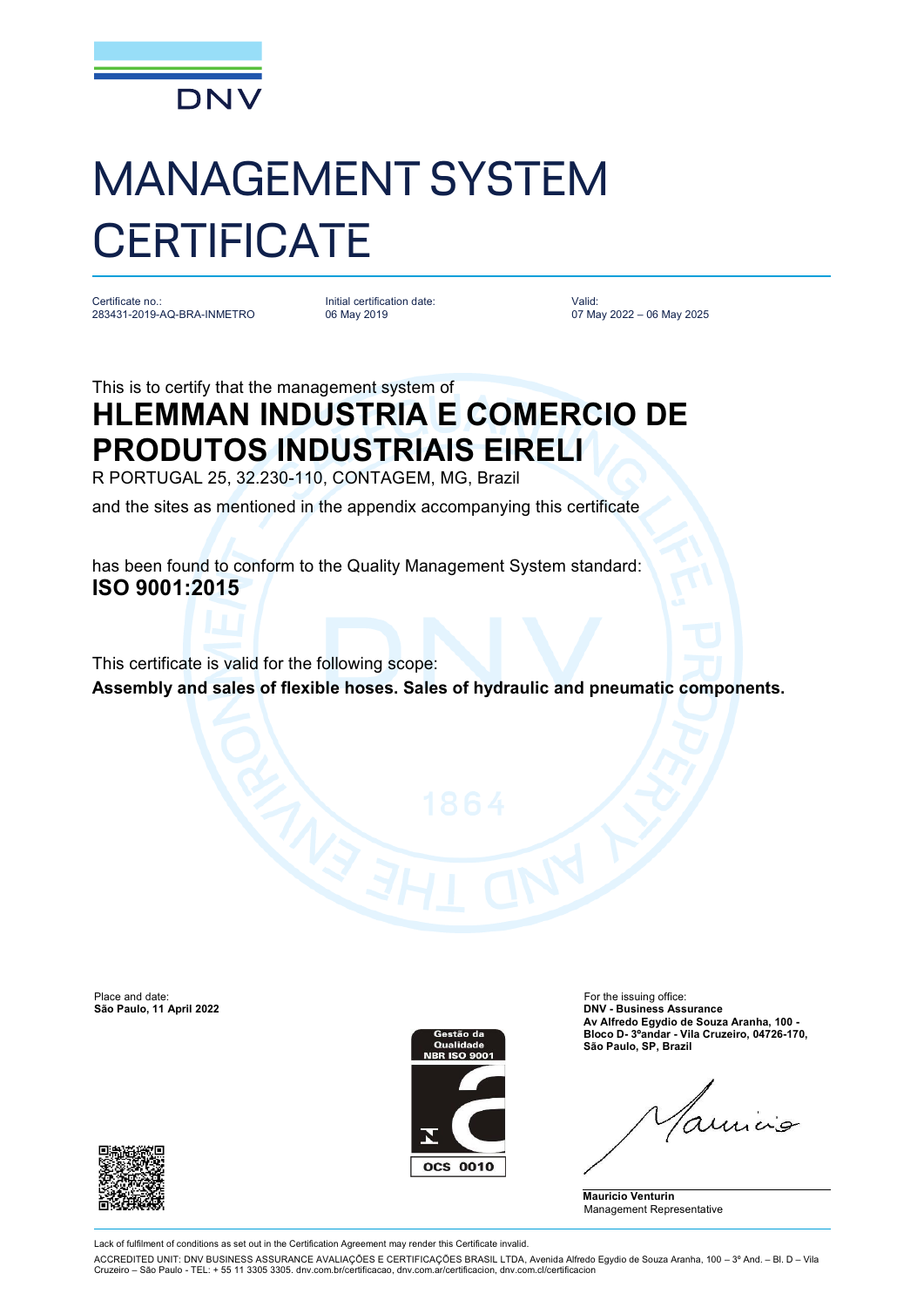DNV

# MANAGEMENT SYSTEM CERTIFICATE

Certificate no.:
283431-2019-AQ-BRA-INMETRO

Initial certification date:
06 May 2019

Valid:
07 May 2022 – 06 May 2025

This is to certify that the management system of

## HLEMMAN INDUSTRIA E COMERCIO DE PRODUTOS INDUSTRIAIS EIRELI

R PORTUGAL 25, 32.230-110, CONTAGEM, MG, Brazil

and the sites as mentioned in the appendix accompanying this certificate

has been found to conform to the Quality Management System standard:

**ISO 9001:2015**

This certificate is valid for the following scope:

**Assembly and sales of flexible hoses. Sales of hydraulic and pneumatic components.**

Place and date:
**São Paulo, 11 April 2022**

Gestão da Qualidade NBR ISO 9001

OCS 0010

For the issuing office:
**DNV - Business Assurance**
**Av Alfredo Egydio de Souza Aranha, 100 - Bloco D- 3ºandar - Vila Cruzeiro, 04726-170, São Paulo, SP, Brazil**

**Mauricio Venturin**
Management Representative

Lack of fulfilment of conditions as set out in the Certification Agreement may render this Certificate invalid.

ACCREDITED UNIT: DNV BUSINESS ASSURANCE AVALIAÇÕES E CERTIFICAÇÕES BRASIL LTDA, Avenida Alfredo Egydio de Souza Aranha, 100 – 3º And. – Bl. D – Vila Cruzeiro – São Paulo - TEL: + 55 11 3305 3305. dnv.com.br/certificacao, dnv.com.ar/certificacion, dnv.com.cl/certificacion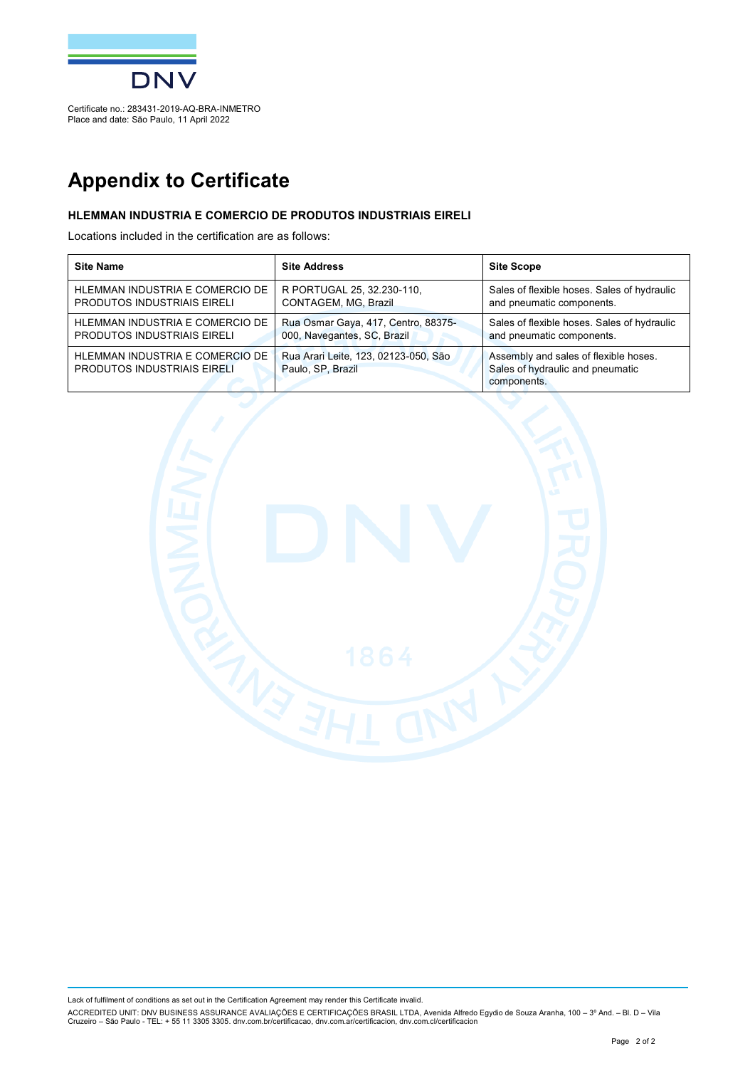Certificate no.: 283431-2019-AQ-BRA-INMETRO
Place and date: São Paulo, 11 April 2022

# Appendix to Certificate

#### HLEMMAN INDUSTRIA E COMERCIO DE PRODUTOS INDUSTRIAIS EIRELI

Locations included in the certification are as follows:

| Site Name | Site Address | Site Scope |
|---|---|---|
| HLEMMAN INDUSTRIA E COMERCIO DE PRODUTOS INDUSTRIAIS EIRELI | R PORTUGAL 25, 32.230-110, CONTAGEM, MG, Brazil | Sales of flexible hoses. Sales of hydraulic and pneumatic components. |
| HLEMMAN INDUSTRIA E COMERCIO DE PRODUTOS INDUSTRIAIS EIRELI | Rua Osmar Gaya, 417, Centro, 88375-000, Navegantes, SC, Brazil | Sales of flexible hoses. Sales of hydraulic and pneumatic components. |
| HLEMMAN INDUSTRIA E COMERCIO DE PRODUTOS INDUSTRIAIS EIRELI | Rua Arari Leite, 123, 02123-050, São Paulo, SP, Brazil | Assembly and sales of flexible hoses. Sales of hydraulic and pneumatic components. |

Lack of fulfilment of conditions as set out in the Certification Agreement may render this Certificate invalid.

ACCREDITED UNIT: DNV BUSINESS ASSURANCE AVALIAÇÕES E CERTIFICAÇÕES BRASIL LTDA, Avenida Alfredo Egydio de Souza Aranha, 100 – 3º And. – Bl. D – Vila Cruzeiro – São Paulo - TEL: + 55 11 3305 3305. dnv.com.br/certificacao, dnv.com.ar/certificacion, dnv.com.cl/certificacion